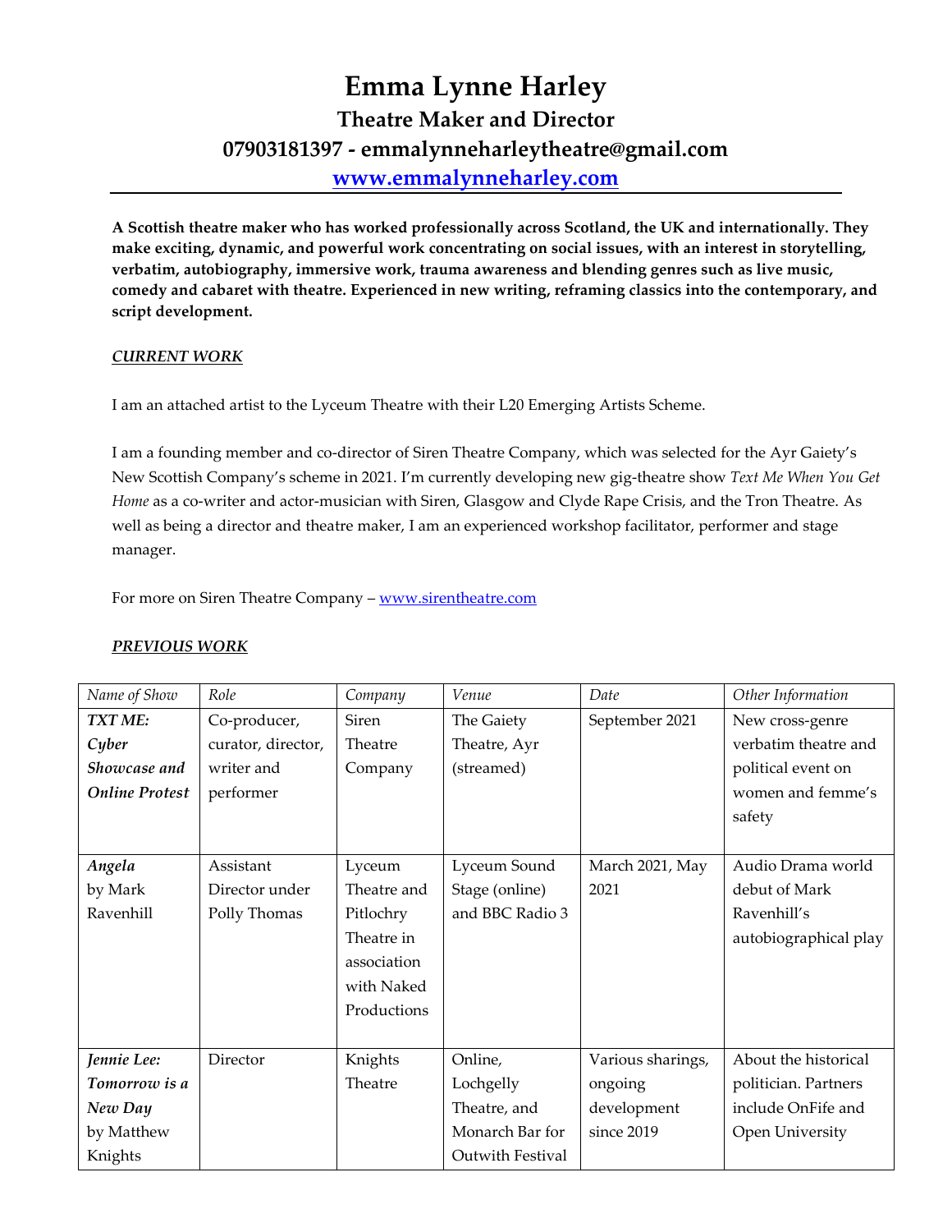# Emma Lynne Harley

## Theatre Maker and Director

## 07903181397 - emmalynneharleytheatre@gmail.com

## [www.emmalynneharley.com](http://www.emmalynneharley.com)

**A Scottish theatre maker who has worked professionally across Scotland, the UK and internationally. They make exciting, dynamic, and powerful work concentrating on social issues, with an interest in storytelling, verbatim, autobiography, immersive work, trauma awareness and blending genres such as live music, comedy and cabaret with theatre. Experienced in new writing, reframing classics into the contemporary, and script development.**

### *CURRENT WORK*

I am an attached artist to the Lyceum Theatre with their L20 Emerging Artists Scheme.

I am a founding member and co-director of Siren Theatre Company, which was selected for the Ayr Gaiety's New Scottish Company's scheme in 2021. I'm currently developing new gig-theatre show *Text Me When You Get Home* as a co-writer and actor-musician with Siren, Glasgow and Clyde Rape Crisis, and the Tron Theatre. As well as being a director and theatre maker, I am an experienced workshop facilitator, performer and stage manager.

For more on Siren Theatre Company – [www.sirentheatre.com](http://www.sirentheatre.com)

### *PREVIOUS WORK*

| *Name of Show* | *Role* | *Company* | *Venue* | *Date* | *Other Information* |
|---|---|---|---|---|---|
| ***TXT ME: Cyber Showcase and Online Protest*** | Co-producer, curator, director, writer and performer | Siren Theatre Company | The Gaiety Theatre, Ayr (streamed) | September 2021 | New cross-genre verbatim theatre and political event on women and femme's safety |
| ***Angela*** by Mark Ravenhill | Assistant Director under Polly Thomas | Lyceum Theatre and Pitlochry Theatre in association with Naked Productions | Lyceum Sound Stage (online) and BBC Radio 3 | March 2021, May 2021 | Audio Drama world debut of Mark Ravenhill's autobiographical play |
| ***Jennie Lee: Tomorrow is a New Day*** by Matthew Knights | Director | Knights Theatre | Online, Lochgelly Theatre, and Monarch Bar for Outwith Festival | Various sharings, ongoing development since 2019 | About the historical politician. Partners include OnFife and Open University |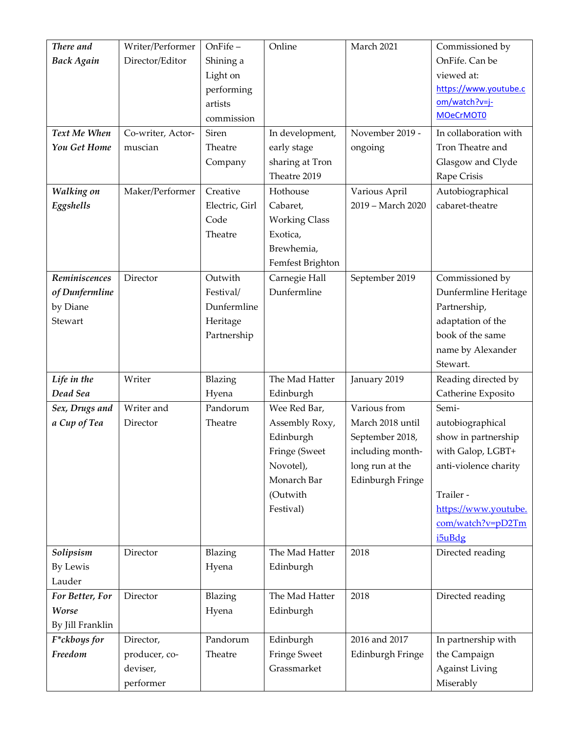| *There and Back Again* | Writer/Performer Director/Editor | OnFife – Shining a Light on performing artists commission | Online | March 2021 | Commissioned by OnFife. Can be viewed at: https://www.youtube.com/watch?v=j-MOeCrMOT0 |
|---|---|---|---|---|---|
| *Text Me When You Get Home* | Co-writer, Actor-muscian | Siren Theatre Company | In development, early stage sharing at Tron Theatre 2019 | November 2019 - ongoing | In collaboration with Tron Theatre and Glasgow and Clyde Rape Crisis |
| *Walking on Eggshells* | Maker/Performer | Creative Electric, Girl Code Theatre | Hothouse Cabaret, Working Class Exotica, Brewhemia, Femfest Brighton | Various April 2019 – March 2020 | Autobiographical cabaret-theatre |
| *Reminiscences of Dunfermline* by Diane Stewart | Director | Outwith Festival/ Dunfermline Heritage Partnership | Carnegie Hall Dunfermline | September 2019 | Commissioned by Dunfermline Heritage Partnership, adaptation of the book of the same name by Alexander Stewart. |
| *Life in the Dead Sea* | Writer | Blazing Hyena | The Mad Hatter Edinburgh | January 2019 | Reading directed by Catherine Exposito |
| *Sex, Drugs and a Cup of Tea* | Writer and Director | Pandorum Theatre | Wee Red Bar, Assembly Roxy, Edinburgh Fringe (Sweet Novotel), Monarch Bar (Outwith Festival) | Various from March 2018 until September 2018, including month-long run at the Edinburgh Fringe | Semi-autobiographical show in partnership with Galop, LGBT+ anti-violence charity<br><br>Trailer - https://www.youtube.com/watch?v=pD2Tmi5uBdg |
| *Solipsism* By Lewis Lauder | Director | Blazing Hyena | The Mad Hatter Edinburgh | 2018 | Directed reading |
| *For Better, For Worse* By Jill Franklin | Director | Blazing Hyena | The Mad Hatter Edinburgh | 2018 | Directed reading |
| *F*ckboys for Freedom* | Director, producer, co-deviser, performer | Pandorum Theatre | Edinburgh Fringe Sweet Grassmarket | 2016 and 2017 Edinburgh Fringe | In partnership with the Campaign Against Living Miserably |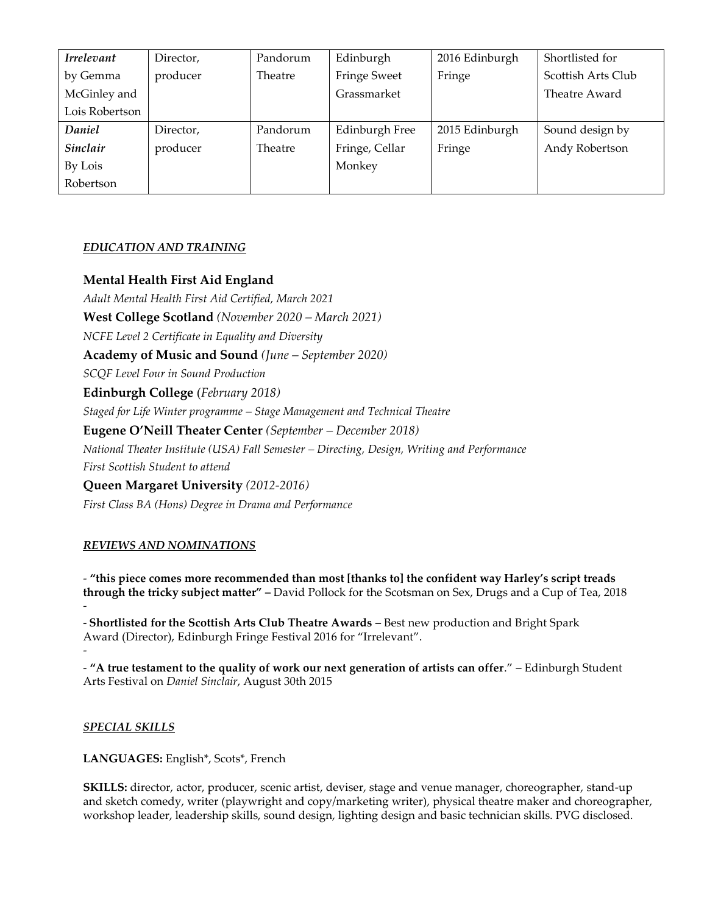| | | | | | |
|---|---|---|---|---|---|
| *Irrelevant* by Gemma McGinley and Lois Robertson | Director, producer | Pandorum Theatre | Edinburgh Fringe Sweet Grassmarket | 2016 Edinburgh Fringe | Shortlisted for Scottish Arts Club Theatre Award |
| ***Daniel Sinclair*** By Lois Robertson | Director, producer | Pandorum Theatre | Edinburgh Free Fringe, Cellar Monkey | 2015 Edinburgh Fringe | Sound design by Andy Robertson |

### ***EDUCATION AND TRAINING***

**Mental Health First Aid England**

*Adult Mental Health First Aid Certified, March 2021*

**West College Scotland** *(November 2020 – March 2021)*

*NCFE Level 2 Certificate in Equality and Diversity*

**Academy of Music and Sound** *(June – September 2020)*

*SCQF Level Four in Sound Production*

**Edinburgh College** (*February 2018)*

*Staged for Life Winter programme – Stage Management and Technical Theatre*

**Eugene O'Neill Theater Center** *(September – December 2018)*

*National Theater Institute (USA) Fall Semester – Directing, Design, Writing and Performance*

*First Scottish Student to attend*

**Queen Margaret University** *(2012-2016)*

*First Class BA (Hons) Degree in Drama and Performance*

### ***REVIEWS AND NOMINATIONS***

- **"this piece comes more recommended than most [thanks to] the confident way Harley's script treads through the tricky subject matter" –** David Pollock for the Scotsman on Sex, Drugs and a Cup of Tea, 2018
-
- **Shortlisted for the Scottish Arts Club Theatre Awards** – Best new production and Bright Spark Award (Director), Edinburgh Fringe Festival 2016 for "Irrelevant".
-
- **"A true testament to the quality of work our next generation of artists can offer**." – Edinburgh Student Arts Festival on *Daniel Sinclair*, August 30th 2015

### ***SPECIAL SKILLS***

**LANGUAGES:** English*, Scots*, French

**SKILLS:** director, actor, producer, scenic artist, deviser, stage and venue manager, choreographer, stand-up and sketch comedy, writer (playwright and copy/marketing writer), physical theatre maker and choreographer, workshop leader, leadership skills, sound design, lighting design and basic technician skills. PVG disclosed.